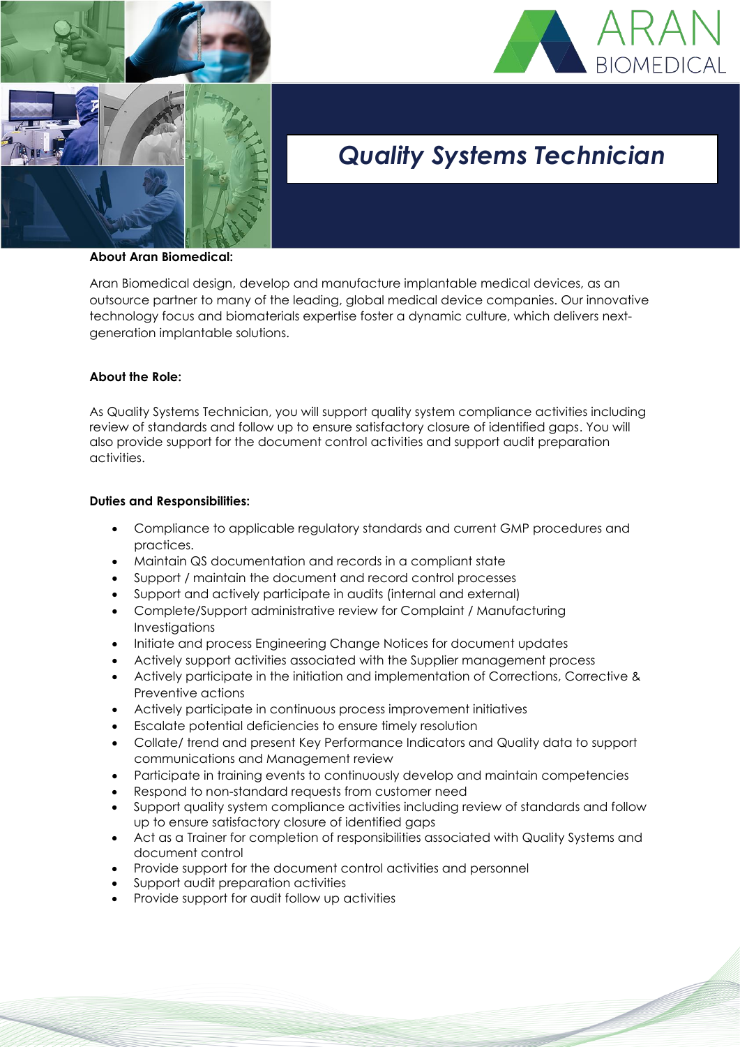ARAN BIOMEDICAL

# Quality Systems Technician

**About Aran Biomedical:**

Aran Biomedical design, develop and manufacture implantable medical devices, as an outsource partner to many of the leading, global medical device companies. Our innovative technology focus and biomaterials expertise foster a dynamic culture, which delivers next-generation implantable solutions.

**About the Role:**

As Quality Systems Technician, you will support quality system compliance activities including review of standards and follow up to ensure satisfactory closure of identified gaps. You will also provide support for the document control activities and support audit preparation activities.

**Duties and Responsibilities:**

- Compliance to applicable regulatory standards and current GMP procedures and practices.
- Maintain QS documentation and records in a compliant state
- Support / maintain the document and record control processes
- Support and actively participate in audits (internal and external)
- Complete/Support administrative review for Complaint / Manufacturing Investigations
- Initiate and process Engineering Change Notices for document updates
- Actively support activities associated with the Supplier management process
- Actively participate in the initiation and implementation of Corrections, Corrective & Preventive actions
- Actively participate in continuous process improvement initiatives
- Escalate potential deficiencies to ensure timely resolution
- Collate/ trend and present Key Performance Indicators and Quality data to support communications and Management review
- Participate in training events to continuously develop and maintain competencies
- Respond to non-standard requests from customer need
- Support quality system compliance activities including review of standards and follow up to ensure satisfactory closure of identified gaps
- Act as a Trainer for completion of responsibilities associated with Quality Systems and document control
- Provide support for the document control activities and personnel
- Support audit preparation activities
- Provide support for audit follow up activities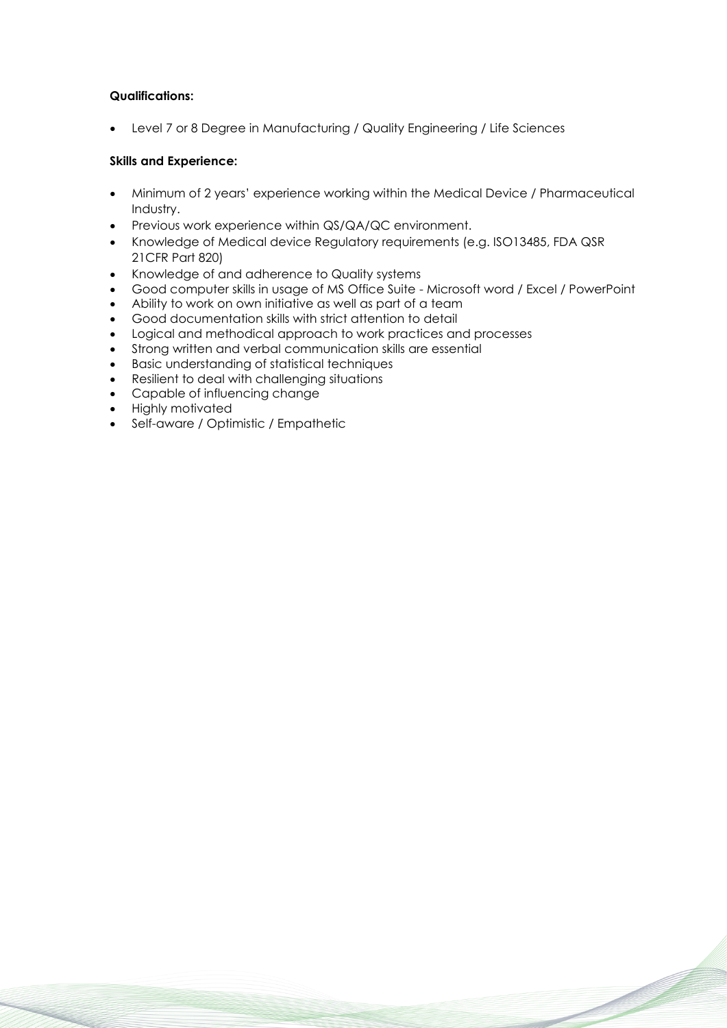**Qualifications:**

- Level 7 or 8 Degree in Manufacturing / Quality Engineering / Life Sciences

**Skills and Experience:**

- Minimum of 2 years' experience working within the Medical Device / Pharmaceutical Industry.
- Previous work experience within QS/QA/QC environment.
- Knowledge of Medical device Regulatory requirements (e.g. ISO13485, FDA QSR 21CFR Part 820)
- Knowledge of and adherence to Quality systems
- Good computer skills in usage of MS Office Suite - Microsoft word / Excel / PowerPoint
- Ability to work on own initiative as well as part of a team
- Good documentation skills with strict attention to detail
- Logical and methodical approach to work practices and processes
- Strong written and verbal communication skills are essential
- Basic understanding of statistical techniques
- Resilient to deal with challenging situations
- Capable of influencing change
- Highly motivated
- Self-aware / Optimistic / Empathetic